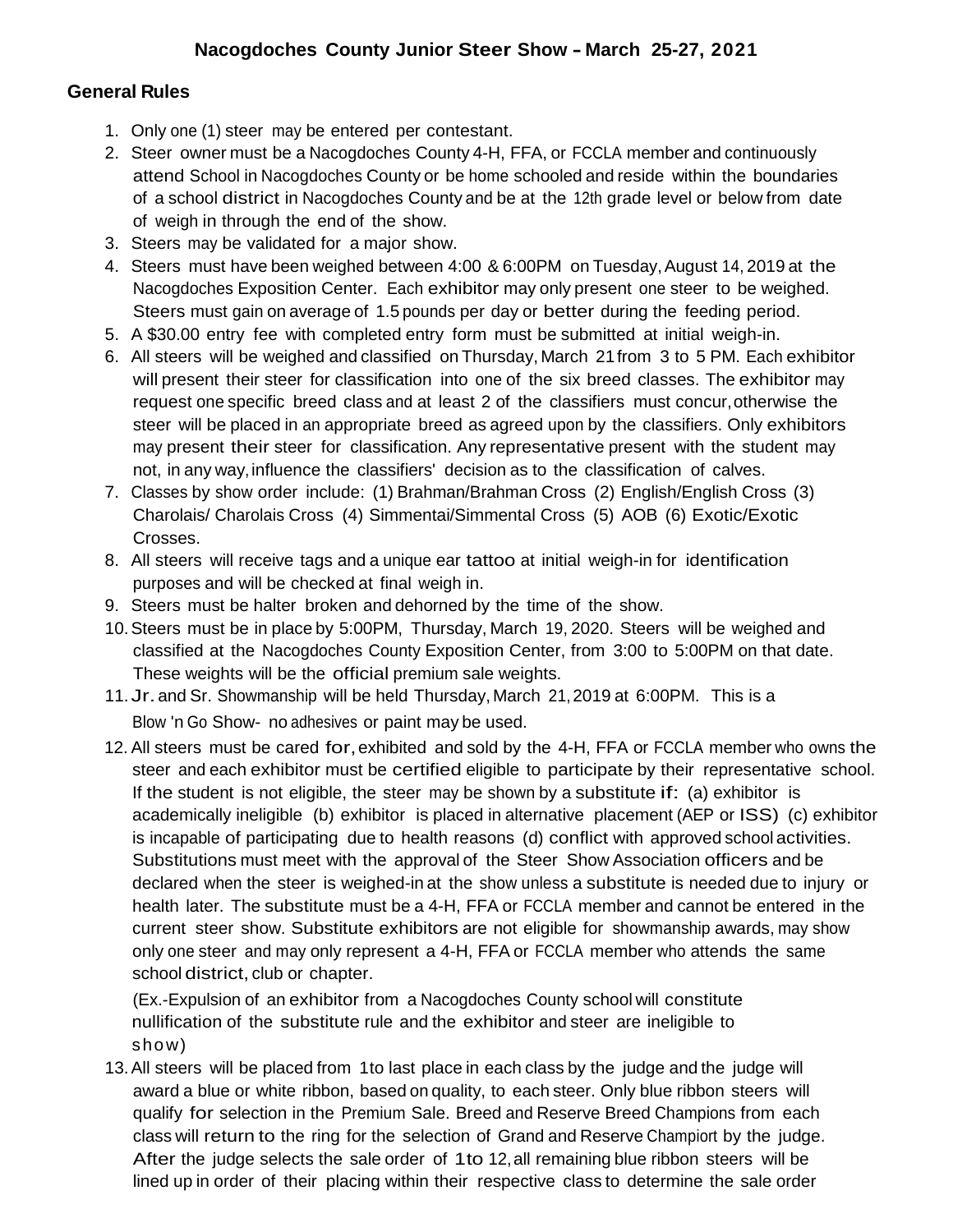## Nacogdoches County Junior Steer Show – March 25-27, 2021

### General Rules

1. Only one (1) steer may be entered per contestant.
2. Steer owner must be a Nacogdoches County 4-H, FFA, or FCCLA member and continuously attend School in Nacogdoches County or be home schooled and reside within the boundaries of a school district in Nacogdoches County and be at the 12th grade level or below from date of weigh in through the end of the show.
3. Steers may be validated for a major show.
4. Steers must have been weighed between 4:00 & 6:00PM on Tuesday, August 14, 2019 at the Nacogdoches Exposition Center. Each exhibitor may only present one steer to be weighed. Steers must gain on average of 1.5 pounds per day or better during the feeding period.
5. A $30.00 entry fee with completed entry form must be submitted at initial weigh-in.
6. All steers will be weighed and classified on Thursday, March 21 from 3 to 5 PM. Each exhibitor will present their steer for classification into one of the six breed classes. The exhibitor may request one specific breed class and at least 2 of the classifiers must concur, otherwise the steer will be placed in an appropriate breed as agreed upon by the classifiers. Only exhibitors may present their steer for classification. Any representative present with the student may not, in any way, influence the classifiers' decision as to the classification of calves.
7. Classes by show order include: (1) Brahman/Brahman Cross (2) English/English Cross (3) Charolais/ Charolais Cross (4) Simmentai/Simmental Cross (5) AOB (6) Exotic/Exotic Crosses.
8. All steers will receive tags and a unique ear tattoo at initial weigh-in for identification purposes and will be checked at final weigh in.
9. Steers must be halter broken and dehorned by the time of the show.
10. Steers must be in place by 5:00PM, Thursday, March 19, 2020. Steers will be weighed and classified at the Nacogdoches County Exposition Center, from 3:00 to 5:00PM on that date. These weights will be the official premium sale weights.
11. Jr. and Sr. Showmanship will be held Thursday, March 21, 2019 at 6:00PM. This is a Blow 'n Go Show- no adhesives or paint may be used.
12. All steers must be cared for, exhibited and sold by the 4-H, FFA or FCCLA member who owns the steer and each exhibitor must be certified eligible to participate by their representative school. If the student is not eligible, the steer may be shown by a substitute if: (a) exhibitor is academically ineligible (b) exhibitor is placed in alternative placement (AEP or ISS) (c) exhibitor is incapable of participating due to health reasons (d) conflict with approved school activities. Substitutions must meet with the approval of the Steer Show Association officers and be declared when the steer is weighed-in at the show unless a substitute is needed due to injury or health later. The substitute must be a 4-H, FFA or FCCLA member and cannot be entered in the current steer show. Substitute exhibitors are not eligible for showmanship awards, may show only one steer and may only represent a 4-H, FFA or FCCLA member who attends the same school district, club or chapter.

   (Ex.-Expulsion of an exhibitor from a Nacogdoches County school will constitute nullification of the substitute rule and the exhibitor and steer are ineligible to show)

13. All steers will be placed from 1 to last place in each class by the judge and the judge will award a blue or white ribbon, based on quality, to each steer. Only blue ribbon steers will qualify for selection in the Premium Sale. Breed and Reserve Breed Champions from each class will return to the ring for the selection of Grand and Reserve Champiort by the judge. After the judge selects the sale order of 1 to 12, all remaining blue ribbon steers will be lined up in order of their placing within their respective class to determine the sale order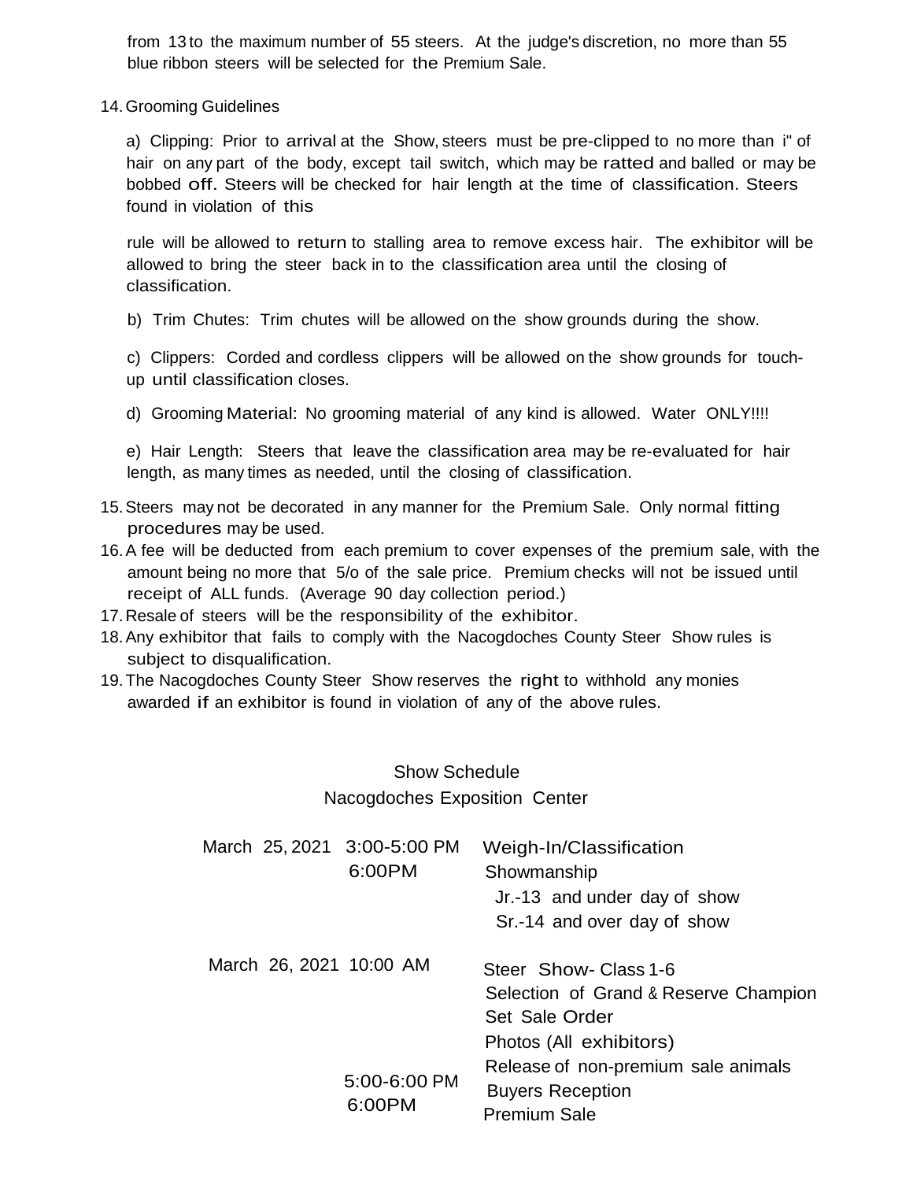from 13 to the maximum number of 55 steers. At the judge's discretion, no more than 55 blue ribbon steers will be selected for the Premium Sale.

14. Grooming Guidelines

    a) Clipping: Prior to arrival at the Show, steers must be pre-clipped to no more than i" of hair on any part of the body, except tail switch, which may be ratted and balled or may be bobbed off. Steers will be checked for hair length at the time of classification. Steers found in violation of this

    rule will be allowed to return to stalling area to remove excess hair. The exhibitor will be allowed to bring the steer back in to the classification area until the closing of classification.

    b) Trim Chutes: Trim chutes will be allowed on the show grounds during the show.

    c) Clippers: Corded and cordless clippers will be allowed on the show grounds for touch-up until classification closes.

    d) Grooming Material: No grooming material of any kind is allowed. Water ONLY!!!!

    e) Hair Length: Steers that leave the classification area may be re-evaluated for hair length, as many times as needed, until the closing of classification.

15. Steers may not be decorated in any manner for the Premium Sale. Only normal fitting procedures may be used.
16. A fee will be deducted from each premium to cover expenses of the premium sale, with the amount being no more that 5/o of the sale price. Premium checks will not be issued until receipt of ALL funds. (Average 90 day collection period.)
17. Resale of steers will be the responsibility of the exhibitor.
18. Any exhibitor that fails to comply with the Nacogdoches County Steer Show rules is subject to disqualification.
19. The Nacogdoches County Steer Show reserves the right to withhold any monies awarded if an exhibitor is found in violation of any of the above rules.

## Show Schedule

### Nacogdoches Exposition Center

| | | |
|---|---|---|
| March 25, 2021 | 3:00-5:00 PM | Weigh-In/Classification |
| | 6:00PM | Showmanship<br>Jr.-13 and under day of show<br>Sr.-14 and over day of show |
| March 26, 2021 | 10:00 AM | Steer Show- Class 1-6<br>Selection of Grand & Reserve Champion<br>Set Sale Order<br>Photos (All exhibitors)<br>Release of non-premium sale animals |
| | 5:00-6:00 PM | Buyers Reception |
| | 6:00PM | Premium Sale |